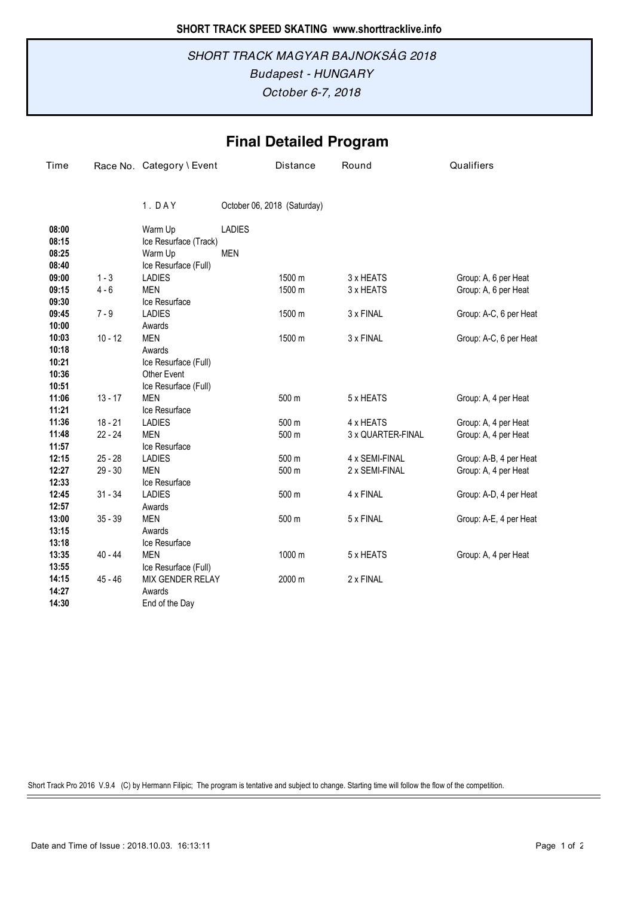**SHORT TRACK SPEED SKATING www.shorttracklive.info**

*SHORT TRACK MAGYAR BAJNOKSÁG 2018*

*Budapest - HUNGARY*

*October 6-7, 2018*

## Final Detailed Program

| Time | Race No. | Category \ Event | | Distance | Round | Qualifiers |
|---|---|---|---|---|---|---|
| | | 1 . D A Y | October 06, 2018 (Saturday) | | | |
| **08:00** | | Warm Up | LADIES | | | |
| **08:15** | | Ice Resurface (Track) | | | | |
| **08:25** | | Warm Up | MEN | | | |
| **08:40** | | Ice Resurface (Full) | | | | |
| **09:00** | 1 - 3 | LADIES | | 1500 m | 3 x HEATS | Group: A, 6 per Heat |
| **09:15** | 4 - 6 | MEN | | 1500 m | 3 x HEATS | Group: A, 6 per Heat |
| **09:30** | | Ice Resurface | | | | |
| **09:45** | 7 - 9 | LADIES | | 1500 m | 3 x FINAL | Group: A-C, 6 per Heat |
| **10:00** | | Awards | | | | |
| **10:03** | 10 - 12 | MEN | | 1500 m | 3 x FINAL | Group: A-C, 6 per Heat |
| **10:18** | | Awards | | | | |
| **10:21** | | Ice Resurface (Full) | | | | |
| **10:36** | | Other Event | | | | |
| **10:51** | | Ice Resurface (Full) | | | | |
| **11:06** | 13 - 17 | MEN | | 500 m | 5 x HEATS | Group: A, 4 per Heat |
| **11:21** | | Ice Resurface | | | | |
| **11:36** | 18 - 21 | LADIES | | 500 m | 4 x HEATS | Group: A, 4 per Heat |
| **11:48** | 22 - 24 | MEN | | 500 m | 3 x QUARTER-FINAL | Group: A, 4 per Heat |
| **11:57** | | Ice Resurface | | | | |
| **12:15** | 25 - 28 | LADIES | | 500 m | 4 x SEMI-FINAL | Group: A-B, 4 per Heat |
| **12:27** | 29 - 30 | MEN | | 500 m | 2 x SEMI-FINAL | Group: A, 4 per Heat |
| **12:33** | | Ice Resurface | | | | |
| **12:45** | 31 - 34 | LADIES | | 500 m | 4 x FINAL | Group: A-D, 4 per Heat |
| **12:57** | | Awards | | | | |
| **13:00** | 35 - 39 | MEN | | 500 m | 5 x FINAL | Group: A-E, 4 per Heat |
| **13:15** | | Awards | | | | |
| **13:18** | | Ice Resurface | | | | |
| **13:35** | 40 - 44 | MEN | | 1000 m | 5 x HEATS | Group: A, 4 per Heat |
| **13:55** | | Ice Resurface (Full) | | | | |
| **14:15** | 45 - 46 | MIX GENDER RELAY | | 2000 m | 2 x FINAL | |
| **14:27** | | Awards | | | | |
| **14:30** | | End of the Day | | | | |

Short Track Pro 2016 V.9.4 (C) by Hermann Filipic; The program is tentative and subject to change. Starting time will follow the flow of the competition.

Date and Time of Issue : 2018.10.03. 16:13:11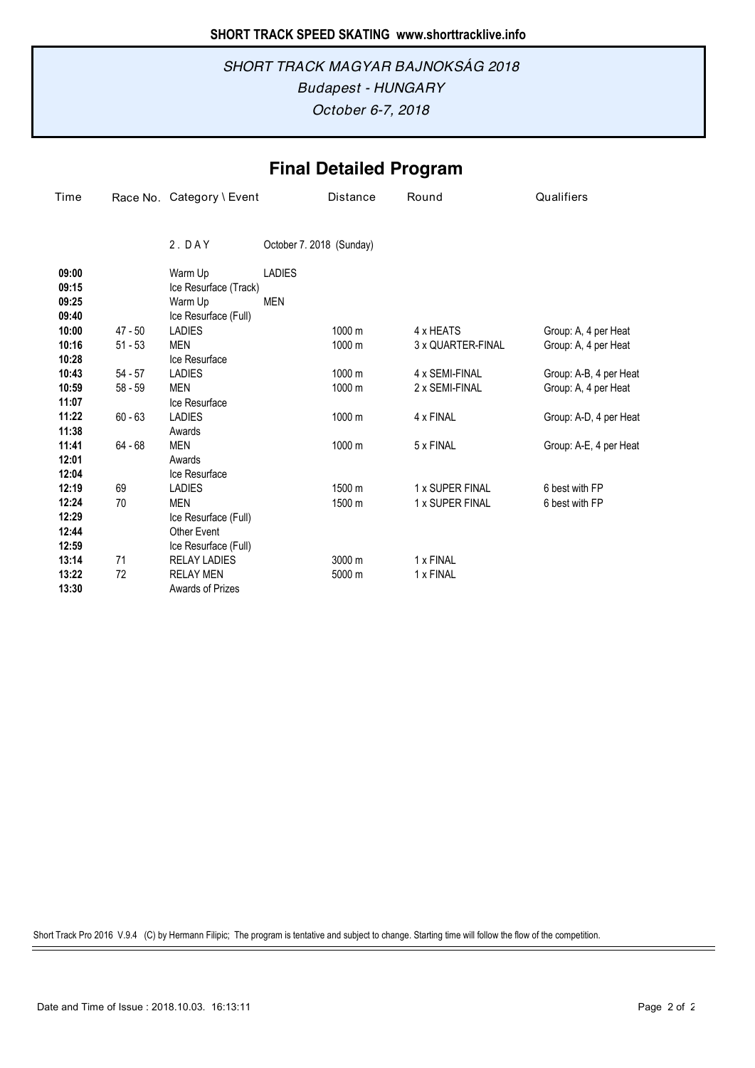SHORT TRACK SPEED SKATING www.shorttracklive.info

*SHORT TRACK MAGYAR BAJNOKSÁG 2018*

*Budapest - HUNGARY*

*October 6-7, 2018*

## Final Detailed Program

| Time | Race No. | Category \ Event | | Distance | Round | Qualifiers |
|---|---|---|---|---|---|---|
| | | 2 . D A Y | October 7. 2018 (Sunday) | | | |
| **09:00** | | Warm Up | LADIES | | | |
| **09:15** | | Ice Resurface (Track) | | | | |
| **09:25** | | Warm Up | MEN | | | |
| **09:40** | | Ice Resurface (Full) | | | | |
| **10:00** | 47 - 50 | LADIES | | 1000 m | 4 x HEATS | Group: A, 4 per Heat |
| **10:16** | 51 - 53 | MEN | | 1000 m | 3 x QUARTER-FINAL | Group: A, 4 per Heat |
| **10:28** | | Ice Resurface | | | | |
| **10:43** | 54 - 57 | LADIES | | 1000 m | 4 x SEMI-FINAL | Group: A-B, 4 per Heat |
| **10:59** | 58 - 59 | MEN | | 1000 m | 2 x SEMI-FINAL | Group: A, 4 per Heat |
| **11:07** | | Ice Resurface | | | | |
| **11:22** | 60 - 63 | LADIES | | 1000 m | 4 x FINAL | Group: A-D, 4 per Heat |
| **11:38** | | Awards | | | | |
| **11:41** | 64 - 68 | MEN | | 1000 m | 5 x FINAL | Group: A-E, 4 per Heat |
| **12:01** | | Awards | | | | |
| **12:04** | | Ice Resurface | | | | |
| **12:19** | 69 | LADIES | | 1500 m | 1 x SUPER FINAL | 6 best with FP |
| **12:24** | 70 | MEN | | 1500 m | 1 x SUPER FINAL | 6 best with FP |
| **12:29** | | Ice Resurface (Full) | | | | |
| **12:44** | | Other Event | | | | |
| **12:59** | | Ice Resurface (Full) | | | | |
| **13:14** | 71 | RELAY LADIES | | 3000 m | 1 x FINAL | |
| **13:22** | 72 | RELAY MEN | | 5000 m | 1 x FINAL | |
| **13:30** | | Awards of Prizes | | | | |

Short Track Pro 2016 V.9.4 (C) by Hermann Filipic; The program is tentative and subject to change. Starting time will follow the flow of the competition.

Date and Time of Issue : 2018.10.03. 16:13:11